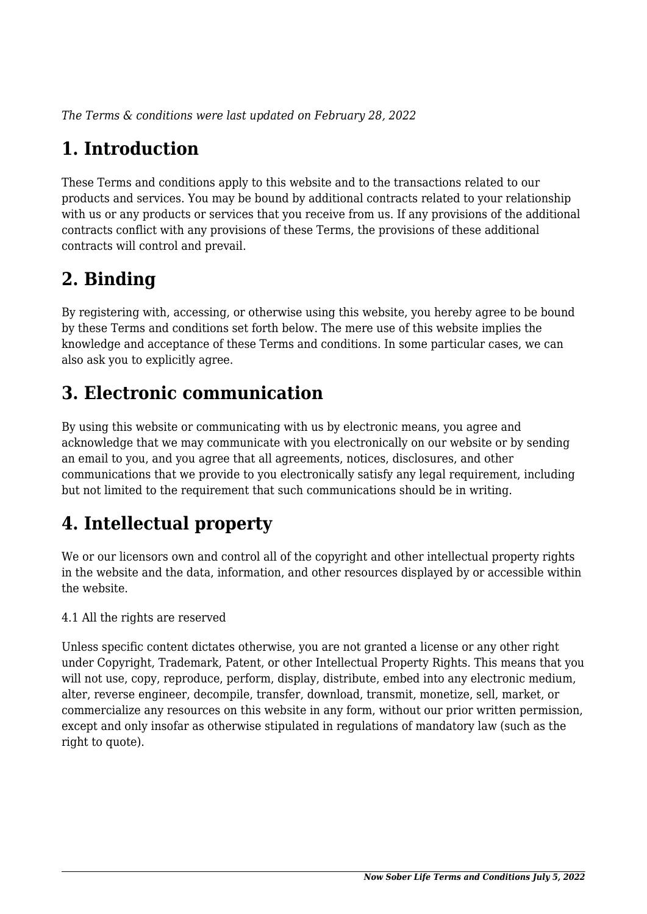*The Terms & conditions were last updated on February 28, 2022*

# 1. Introduction

These Terms and conditions apply to this website and to the transactions related to our products and services. You may be bound by additional contracts related to your relationship with us or any products or services that you receive from us. If any provisions of the additional contracts conflict with any provisions of these Terms, the provisions of these additional contracts will control and prevail.

# 2. Binding

By registering with, accessing, or otherwise using this website, you hereby agree to be bound by these Terms and conditions set forth below. The mere use of this website implies the knowledge and acceptance of these Terms and conditions. In some particular cases, we can also ask you to explicitly agree.

# 3. Electronic communication

By using this website or communicating with us by electronic means, you agree and acknowledge that we may communicate with you electronically on our website or by sending an email to you, and you agree that all agreements, notices, disclosures, and other communications that we provide to you electronically satisfy any legal requirement, including but not limited to the requirement that such communications should be in writing.

# 4. Intellectual property

We or our licensors own and control all of the copyright and other intellectual property rights in the website and the data, information, and other resources displayed by or accessible within the website.

4.1 All the rights are reserved

Unless specific content dictates otherwise, you are not granted a license or any other right under Copyright, Trademark, Patent, or other Intellectual Property Rights. This means that you will not use, copy, reproduce, perform, display, distribute, embed into any electronic medium, alter, reverse engineer, decompile, transfer, download, transmit, monetize, sell, market, or commercialize any resources on this website in any form, without our prior written permission, except and only insofar as otherwise stipulated in regulations of mandatory law (such as the right to quote).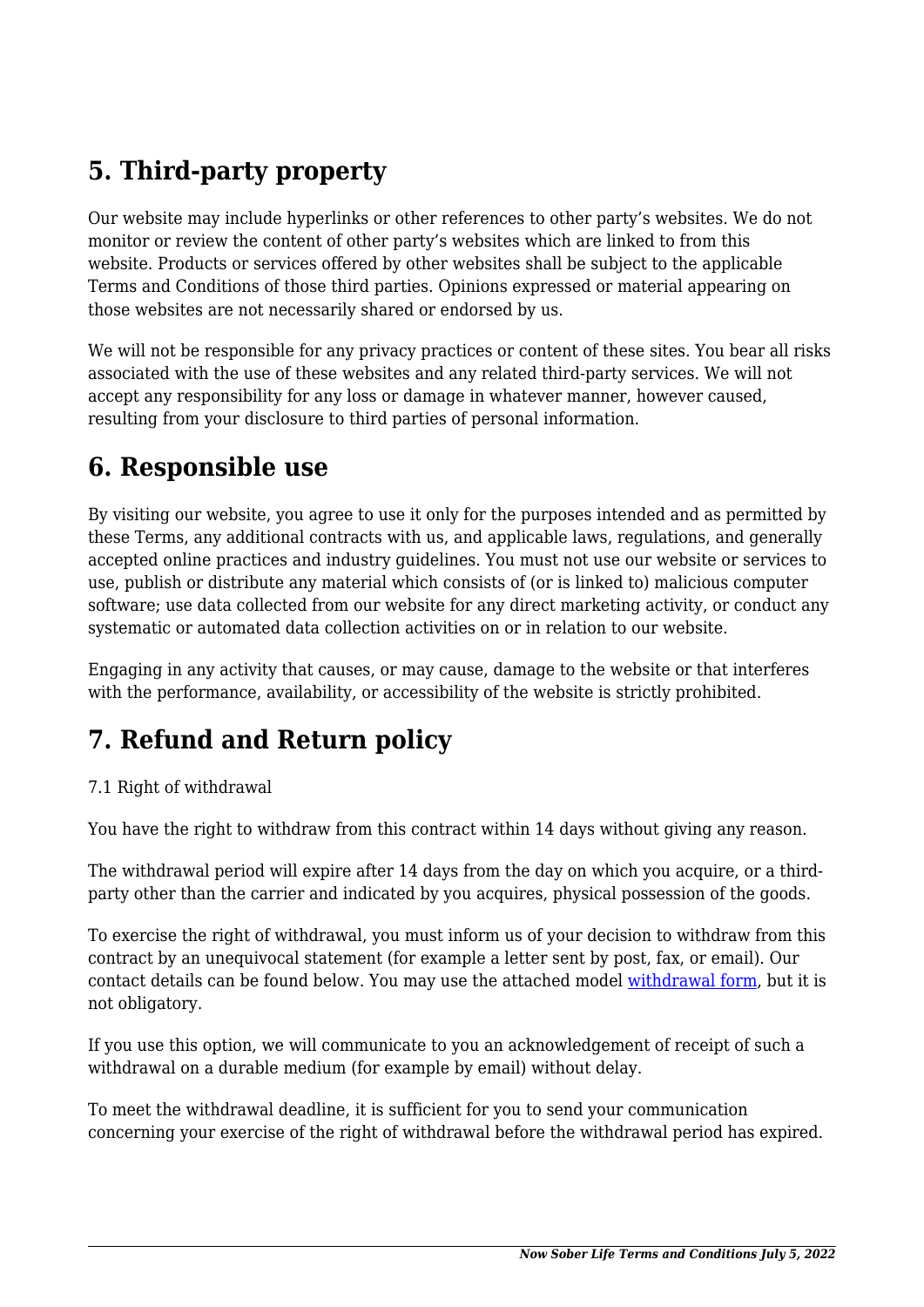## 5. Third-party property

Our website may include hyperlinks or other references to other party's websites. We do not monitor or review the content of other party's websites which are linked to from this website. Products or services offered by other websites shall be subject to the applicable Terms and Conditions of those third parties. Opinions expressed or material appearing on those websites are not necessarily shared or endorsed by us.

We will not be responsible for any privacy practices or content of these sites. You bear all risks associated with the use of these websites and any related third-party services. We will not accept any responsibility for any loss or damage in whatever manner, however caused, resulting from your disclosure to third parties of personal information.

## 6. Responsible use

By visiting our website, you agree to use it only for the purposes intended and as permitted by these Terms, any additional contracts with us, and applicable laws, regulations, and generally accepted online practices and industry guidelines. You must not use our website or services to use, publish or distribute any material which consists of (or is linked to) malicious computer software; use data collected from our website for any direct marketing activity, or conduct any systematic or automated data collection activities on or in relation to our website.

Engaging in any activity that causes, or may cause, damage to the website or that interferes with the performance, availability, or accessibility of the website is strictly prohibited.

## 7. Refund and Return policy

7.1 Right of withdrawal

You have the right to withdraw from this contract within 14 days without giving any reason.

The withdrawal period will expire after 14 days from the day on which you acquire, or a third-party other than the carrier and indicated by you acquires, physical possession of the goods.

To exercise the right of withdrawal, you must inform us of your decision to withdraw from this contract by an unequivocal statement (for example a letter sent by post, fax, or email). Our contact details can be found below. You may use the attached model withdrawal form, but it is not obligatory.

If you use this option, we will communicate to you an acknowledgement of receipt of such a withdrawal on a durable medium (for example by email) without delay.

To meet the withdrawal deadline, it is sufficient for you to send your communication concerning your exercise of the right of withdrawal before the withdrawal period has expired.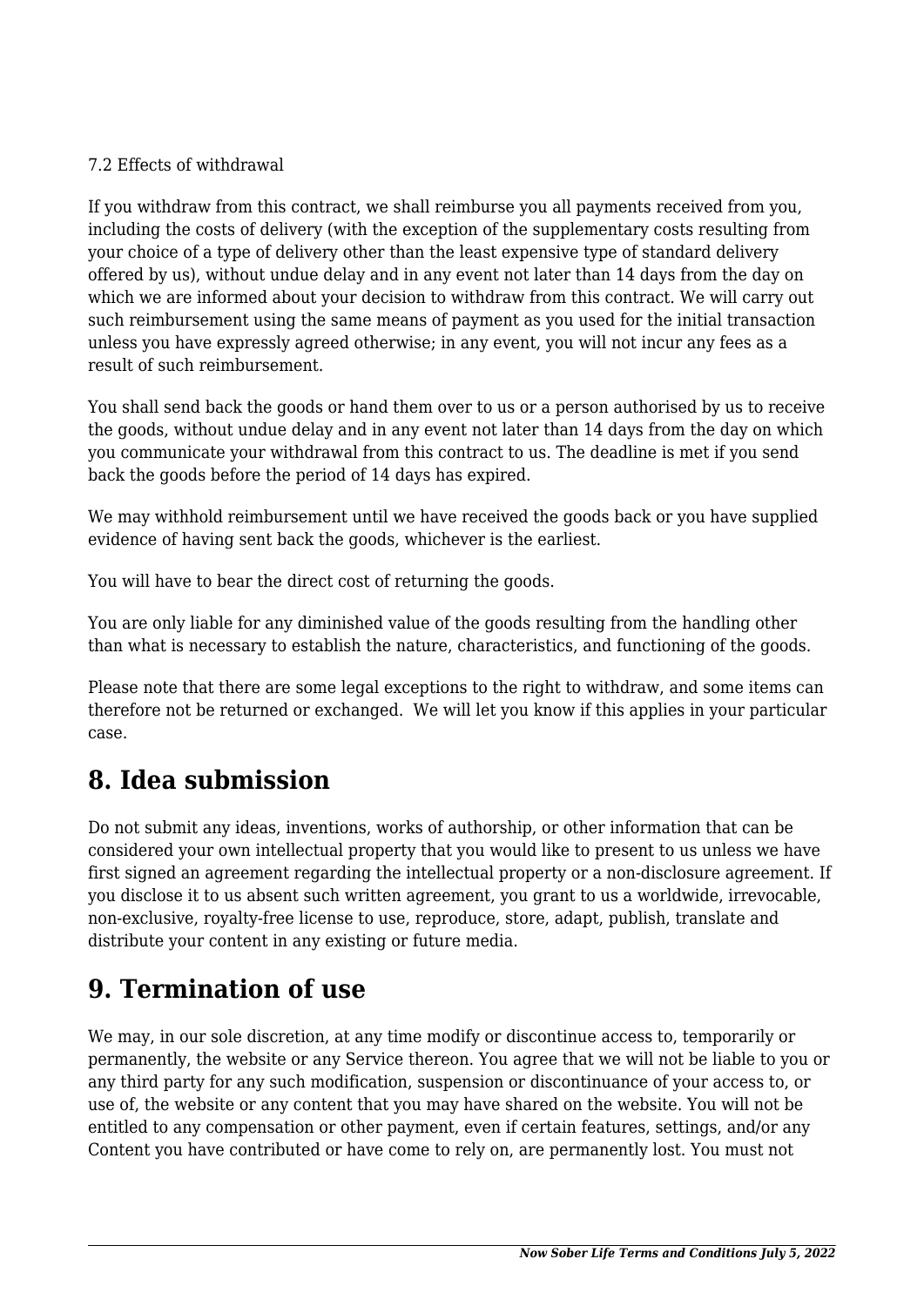7.2 Effects of withdrawal

If you withdraw from this contract, we shall reimburse you all payments received from you, including the costs of delivery (with the exception of the supplementary costs resulting from your choice of a type of delivery other than the least expensive type of standard delivery offered by us), without undue delay and in any event not later than 14 days from the day on which we are informed about your decision to withdraw from this contract. We will carry out such reimbursement using the same means of payment as you used for the initial transaction unless you have expressly agreed otherwise; in any event, you will not incur any fees as a result of such reimbursement.

You shall send back the goods or hand them over to us or a person authorised by us to receive the goods, without undue delay and in any event not later than 14 days from the day on which you communicate your withdrawal from this contract to us. The deadline is met if you send back the goods before the period of 14 days has expired.

We may withhold reimbursement until we have received the goods back or you have supplied evidence of having sent back the goods, whichever is the earliest.

You will have to bear the direct cost of returning the goods.

You are only liable for any diminished value of the goods resulting from the handling other than what is necessary to establish the nature, characteristics, and functioning of the goods.

Please note that there are some legal exceptions to the right to withdraw, and some items can therefore not be returned or exchanged.  We will let you know if this applies in your particular case.

## 8. Idea submission

Do not submit any ideas, inventions, works of authorship, or other information that can be considered your own intellectual property that you would like to present to us unless we have first signed an agreement regarding the intellectual property or a non-disclosure agreement. If you disclose it to us absent such written agreement, you grant to us a worldwide, irrevocable, non-exclusive, royalty-free license to use, reproduce, store, adapt, publish, translate and distribute your content in any existing or future media.

## 9. Termination of use

We may, in our sole discretion, at any time modify or discontinue access to, temporarily or permanently, the website or any Service thereon. You agree that we will not be liable to you or any third party for any such modification, suspension or discontinuance of your access to, or use of, the website or any content that you may have shared on the website. You will not be entitled to any compensation or other payment, even if certain features, settings, and/or any Content you have contributed or have come to rely on, are permanently lost. You must not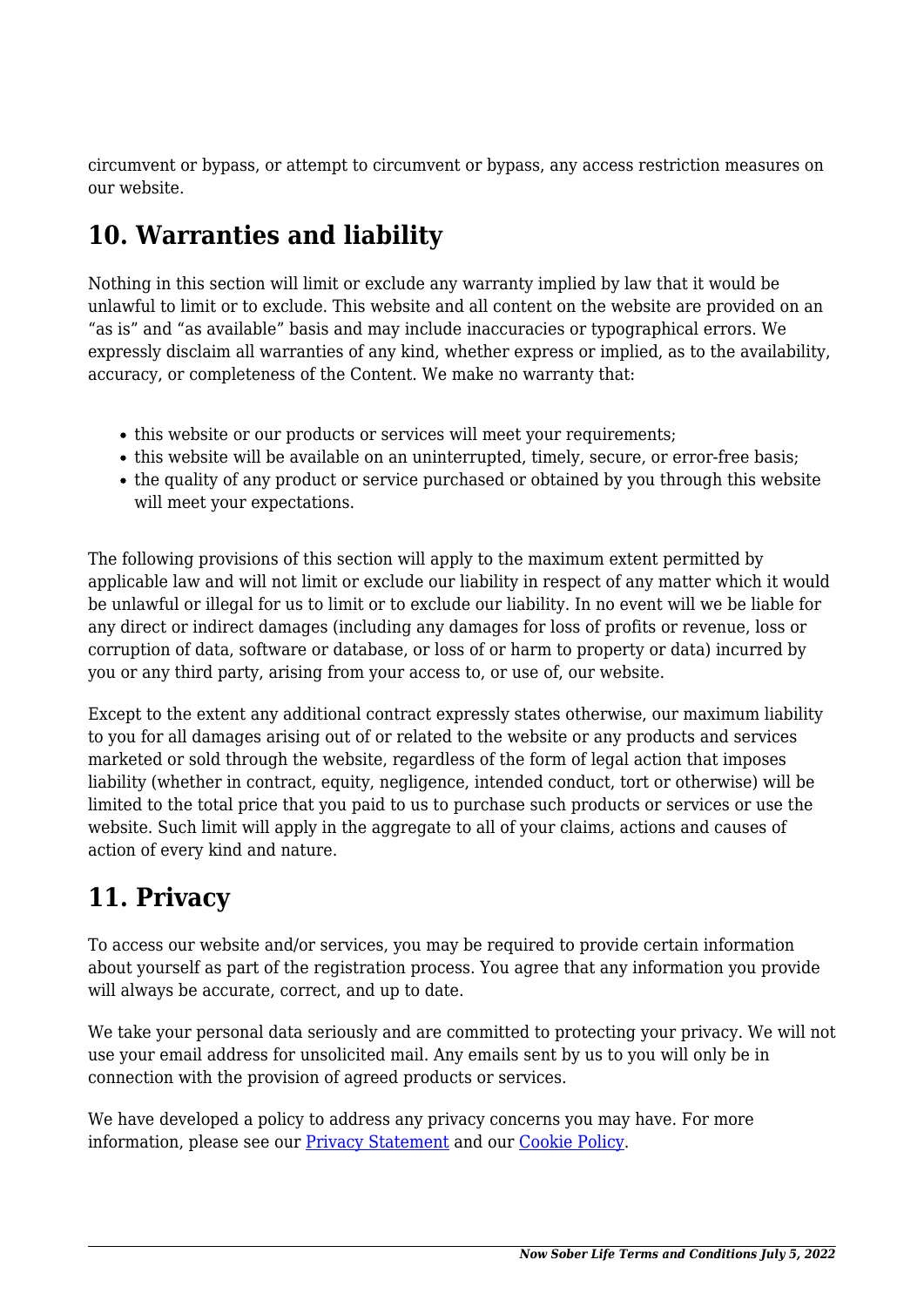circumvent or bypass, or attempt to circumvent or bypass, any access restriction measures on our website.

## 10. Warranties and liability

Nothing in this section will limit or exclude any warranty implied by law that it would be unlawful to limit or to exclude. This website and all content on the website are provided on an "as is" and "as available" basis and may include inaccuracies or typographical errors. We expressly disclaim all warranties of any kind, whether express or implied, as to the availability, accuracy, or completeness of the Content. We make no warranty that:

- this website or our products or services will meet your requirements;
- this website will be available on an uninterrupted, timely, secure, or error-free basis;
- the quality of any product or service purchased or obtained by you through this website will meet your expectations.

The following provisions of this section will apply to the maximum extent permitted by applicable law and will not limit or exclude our liability in respect of any matter which it would be unlawful or illegal for us to limit or to exclude our liability. In no event will we be liable for any direct or indirect damages (including any damages for loss of profits or revenue, loss or corruption of data, software or database, or loss of or harm to property or data) incurred by you or any third party, arising from your access to, or use of, our website.

Except to the extent any additional contract expressly states otherwise, our maximum liability to you for all damages arising out of or related to the website or any products and services marketed or sold through the website, regardless of the form of legal action that imposes liability (whether in contract, equity, negligence, intended conduct, tort or otherwise) will be limited to the total price that you paid to us to purchase such products or services or use the website. Such limit will apply in the aggregate to all of your claims, actions and causes of action of every kind and nature.

## 11. Privacy

To access our website and/or services, you may be required to provide certain information about yourself as part of the registration process. You agree that any information you provide will always be accurate, correct, and up to date.

We take your personal data seriously and are committed to protecting your privacy. We will not use your email address for unsolicited mail. Any emails sent by us to you will only be in connection with the provision of agreed products or services.

We have developed a policy to address any privacy concerns you may have. For more information, please see our [Privacy Statement] and our [Cookie Policy].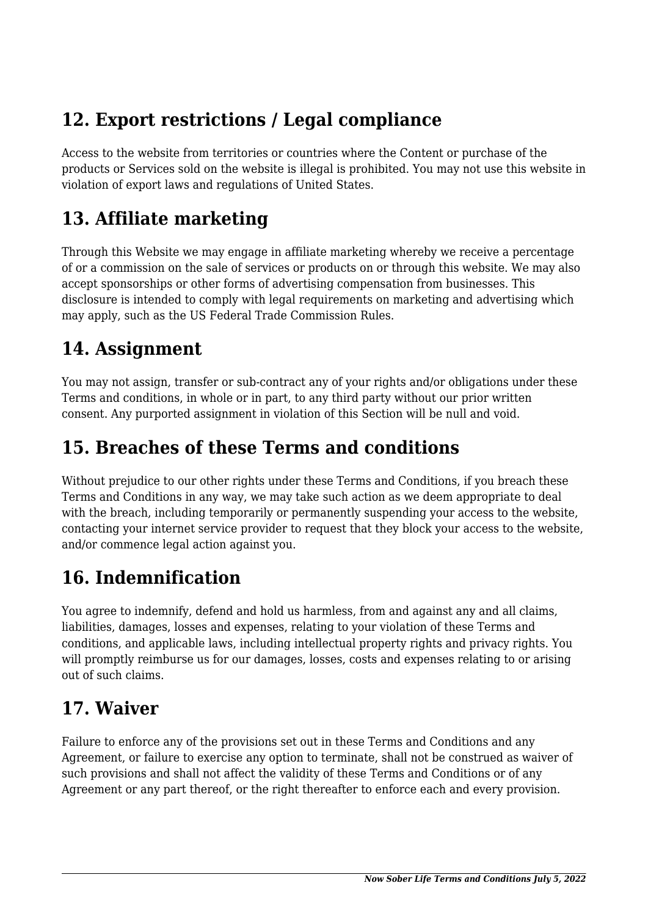## 12. Export restrictions / Legal compliance

Access to the website from territories or countries where the Content or purchase of the products or Services sold on the website is illegal is prohibited. You may not use this website in violation of export laws and regulations of United States.

## 13. Affiliate marketing

Through this Website we may engage in affiliate marketing whereby we receive a percentage of or a commission on the sale of services or products on or through this website. We may also accept sponsorships or other forms of advertising compensation from businesses. This disclosure is intended to comply with legal requirements on marketing and advertising which may apply, such as the US Federal Trade Commission Rules.

## 14. Assignment

You may not assign, transfer or sub-contract any of your rights and/or obligations under these Terms and conditions, in whole or in part, to any third party without our prior written consent. Any purported assignment in violation of this Section will be null and void.

## 15. Breaches of these Terms and conditions

Without prejudice to our other rights under these Terms and Conditions, if you breach these Terms and Conditions in any way, we may take such action as we deem appropriate to deal with the breach, including temporarily or permanently suspending your access to the website, contacting your internet service provider to request that they block your access to the website, and/or commence legal action against you.

## 16. Indemnification

You agree to indemnify, defend and hold us harmless, from and against any and all claims, liabilities, damages, losses and expenses, relating to your violation of these Terms and conditions, and applicable laws, including intellectual property rights and privacy rights. You will promptly reimburse us for our damages, losses, costs and expenses relating to or arising out of such claims.

## 17. Waiver

Failure to enforce any of the provisions set out in these Terms and Conditions and any Agreement, or failure to exercise any option to terminate, shall not be construed as waiver of such provisions and shall not affect the validity of these Terms and Conditions or of any Agreement or any part thereof, or the right thereafter to enforce each and every provision.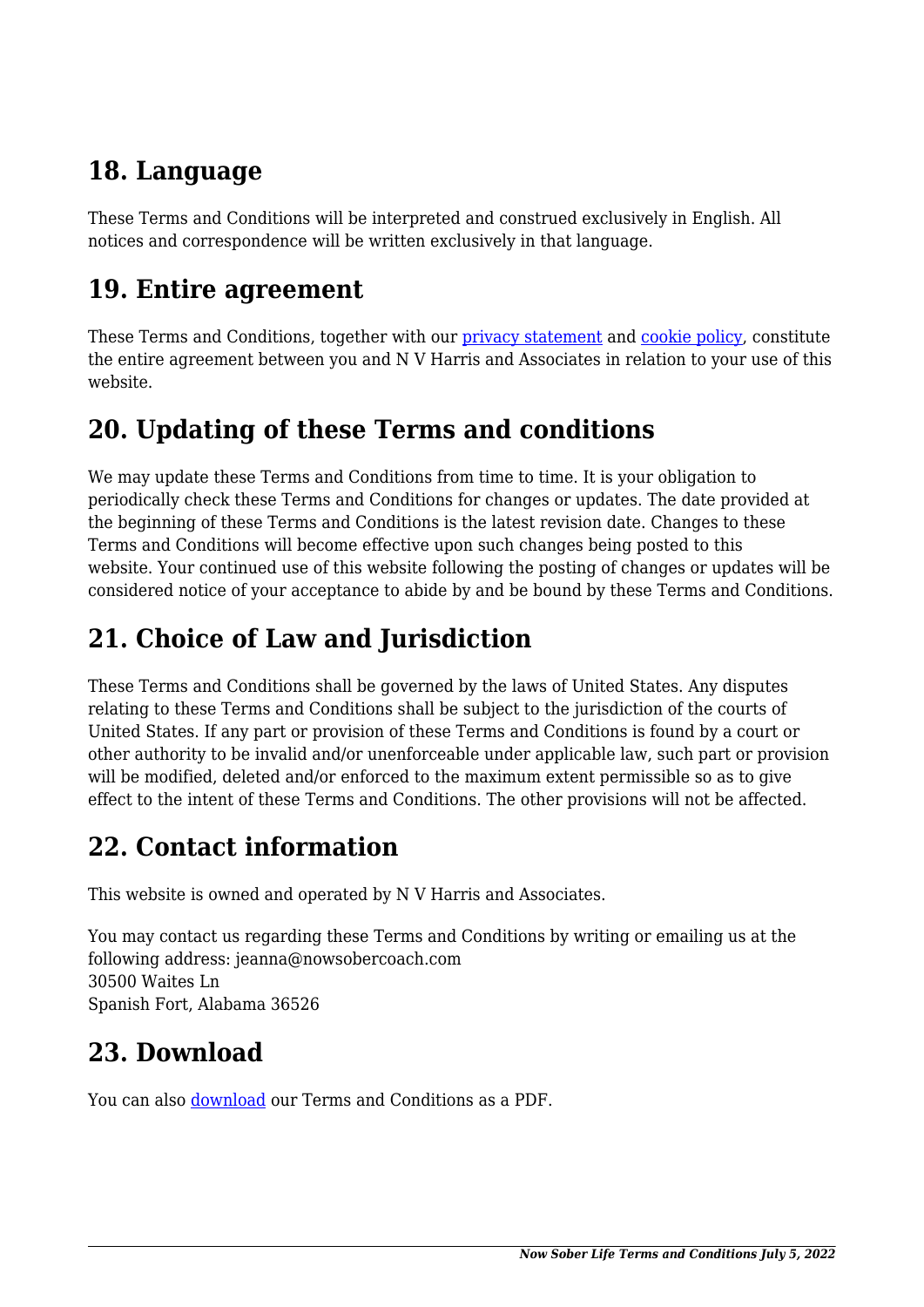## 18. Language

These Terms and Conditions will be interpreted and construed exclusively in English. All notices and correspondence will be written exclusively in that language.

## 19. Entire agreement

These Terms and Conditions, together with our privacy statement and cookie policy, constitute the entire agreement between you and N V Harris and Associates in relation to your use of this website.

## 20. Updating of these Terms and conditions

We may update these Terms and Conditions from time to time. It is your obligation to periodically check these Terms and Conditions for changes or updates. The date provided at the beginning of these Terms and Conditions is the latest revision date. Changes to these Terms and Conditions will become effective upon such changes being posted to this website. Your continued use of this website following the posting of changes or updates will be considered notice of your acceptance to abide by and be bound by these Terms and Conditions.

## 21. Choice of Law and Jurisdiction

These Terms and Conditions shall be governed by the laws of United States. Any disputes relating to these Terms and Conditions shall be subject to the jurisdiction of the courts of United States. If any part or provision of these Terms and Conditions is found by a court or other authority to be invalid and/or unenforceable under applicable law, such part or provision will be modified, deleted and/or enforced to the maximum extent permissible so as to give effect to the intent of these Terms and Conditions. The other provisions will not be affected.

## 22. Contact information

This website is owned and operated by N V Harris and Associates.

You may contact us regarding these Terms and Conditions by writing or emailing us at the following address: jeanna@nowsobercoach.com
30500 Waites Ln
Spanish Fort, Alabama 36526

## 23. Download

You can also download our Terms and Conditions as a PDF.